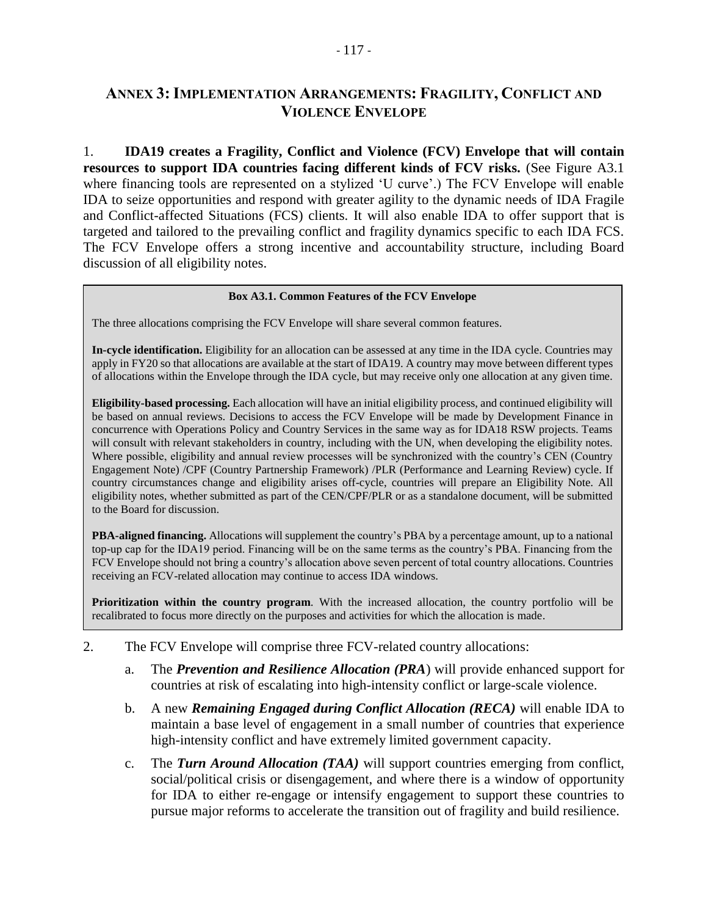# ANNEX 3: IMPLEMENTATION ARRANGEMENTS: FRAGILITY, CONFLICT AND VIOLENCE ENVELOPE

1. **IDA19 creates a Fragility, Conflict and Violence (FCV) Envelope that will contain resources to support IDA countries facing different kinds of FCV risks.** (See Figure A3.1 where financing tools are represented on a stylized 'U curve'.) The FCV Envelope will enable IDA to seize opportunities and respond with greater agility to the dynamic needs of IDA Fragile and Conflict-affected Situations (FCS) clients. It will also enable IDA to offer support that is targeted and tailored to the prevailing conflict and fragility dynamics specific to each IDA FCS. The FCV Envelope offers a strong incentive and accountability structure, including Board discussion of all eligibility notes.

> **Box A3.1. Common Features of the FCV Envelope**
>
> The three allocations comprising the FCV Envelope will share several common features.
>
> **In-cycle identification.** Eligibility for an allocation can be assessed at any time in the IDA cycle. Countries may apply in FY20 so that allocations are available at the start of IDA19. A country may move between different types of allocations within the Envelope through the IDA cycle, but may receive only one allocation at any given time.
>
> **Eligibility-based processing.** Each allocation will have an initial eligibility process, and continued eligibility will be based on annual reviews. Decisions to access the FCV Envelope will be made by Development Finance in concurrence with Operations Policy and Country Services in the same way as for IDA18 RSW projects. Teams will consult with relevant stakeholders in country, including with the UN, when developing the eligibility notes. Where possible, eligibility and annual review processes will be synchronized with the country's CEN (Country Engagement Note) /CPF (Country Partnership Framework) /PLR (Performance and Learning Review) cycle. If country circumstances change and eligibility arises off-cycle, countries will prepare an Eligibility Note. All eligibility notes, whether submitted as part of the CEN/CPF/PLR or as a standalone document, will be submitted to the Board for discussion.
>
> **PBA-aligned financing.** Allocations will supplement the country's PBA by a percentage amount, up to a national top-up cap for the IDA19 period. Financing will be on the same terms as the country's PBA. Financing from the FCV Envelope should not bring a country's allocation above seven percent of total country allocations. Countries receiving an FCV-related allocation may continue to access IDA windows.
>
> **Prioritization within the country program**. With the increased allocation, the country portfolio will be recalibrated to focus more directly on the purposes and activities for which the allocation is made.

2. The FCV Envelope will comprise three FCV-related country allocations:

   a. The ***Prevention and Resilience Allocation (PRA***) will provide enhanced support for countries at risk of escalating into high-intensity conflict or large-scale violence.

   b. A new ***Remaining Engaged during Conflict Allocation (RECA)*** will enable IDA to maintain a base level of engagement in a small number of countries that experience high-intensity conflict and have extremely limited government capacity.

   c. The ***Turn Around Allocation (TAA)*** will support countries emerging from conflict, social/political crisis or disengagement, and where there is a window of opportunity for IDA to either re-engage or intensify engagement to support these countries to pursue major reforms to accelerate the transition out of fragility and build resilience.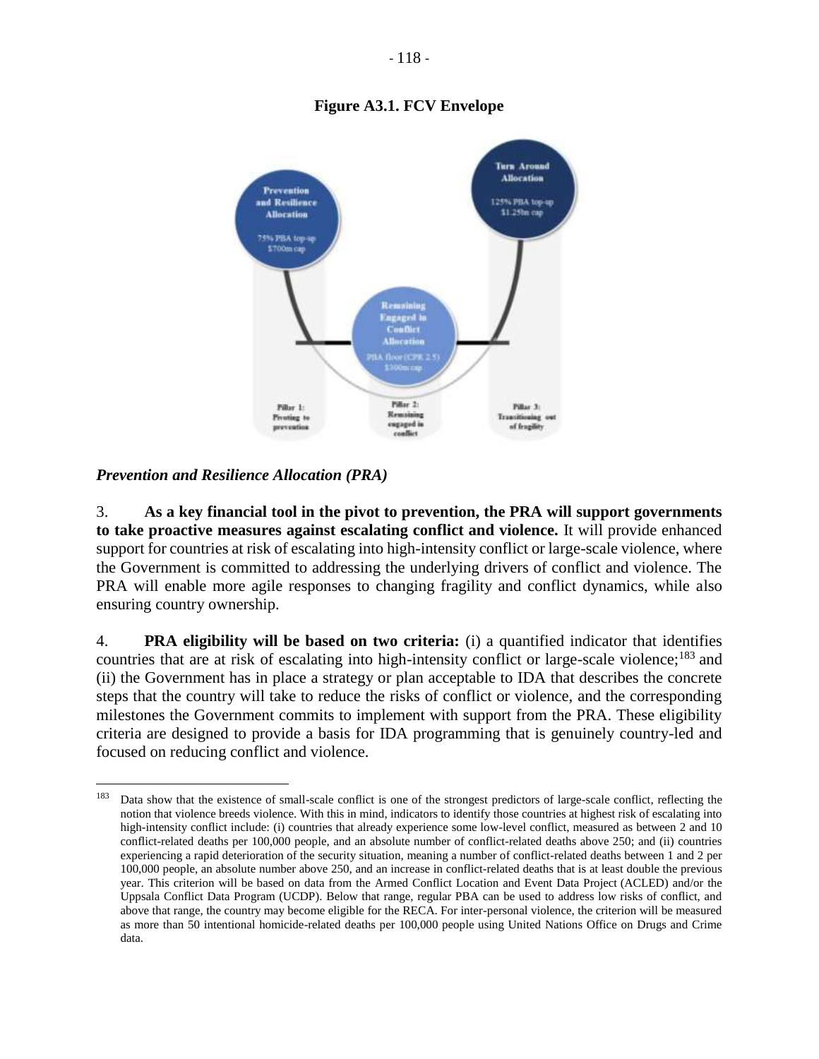**Figure A3.1. FCV Envelope**

Turn Around Allocation

125% PBA top-up
$1.25bn cap

Prevention and Resilience Allocation

75% PBA top-up
$700m cap

Remaining Engaged in Conflict Allocation

PBA floor (CPR 2.5)
$300m cap

Pillar 1: Pivoting to prevention

Pillar 2: Remaining engaged in conflict

Pillar 3: Transitioning out of fragility

***Prevention and Resilience Allocation (PRA)***

3. **As a key financial tool in the pivot to prevention, the PRA will support governments to take proactive measures against escalating conflict and violence.** It will provide enhanced support for countries at risk of escalating into high-intensity conflict or large-scale violence, where the Government is committed to addressing the underlying drivers of conflict and violence. The PRA will enable more agile responses to changing fragility and conflict dynamics, while also ensuring country ownership.

4. **PRA eligibility will be based on two criteria:** (i) a quantified indicator that identifies countries that are at risk of escalating into high-intensity conflict or large-scale violence;[183] and (ii) the Government has in place a strategy or plan acceptable to IDA that describes the concrete steps that the country will take to reduce the risks of conflict or violence, and the corresponding milestones the Government commits to implement with support from the PRA. These eligibility criteria are designed to provide a basis for IDA programming that is genuinely country-led and focused on reducing conflict and violence.

---

[183] Data show that the existence of small-scale conflict is one of the strongest predictors of large-scale conflict, reflecting the notion that violence breeds violence. With this in mind, indicators to identify those countries at highest risk of escalating into high-intensity conflict include: (i) countries that already experience some low-level conflict, measured as between 2 and 10 conflict-related deaths per 100,000 people, and an absolute number of conflict-related deaths above 250; and (ii) countries experiencing a rapid deterioration of the security situation, meaning a number of conflict-related deaths between 1 and 2 per 100,000 people, an absolute number above 250, and an increase in conflict-related deaths that is at least double the previous year. This criterion will be based on data from the Armed Conflict Location and Event Data Project (ACLED) and/or the Uppsala Conflict Data Program (UCDP). Below that range, regular PBA can be used to address low risks of conflict, and above that range, the country may become eligible for the RECA. For inter-personal violence, the criterion will be measured as more than 50 intentional homicide-related deaths per 100,000 people using United Nations Office on Drugs and Crime data.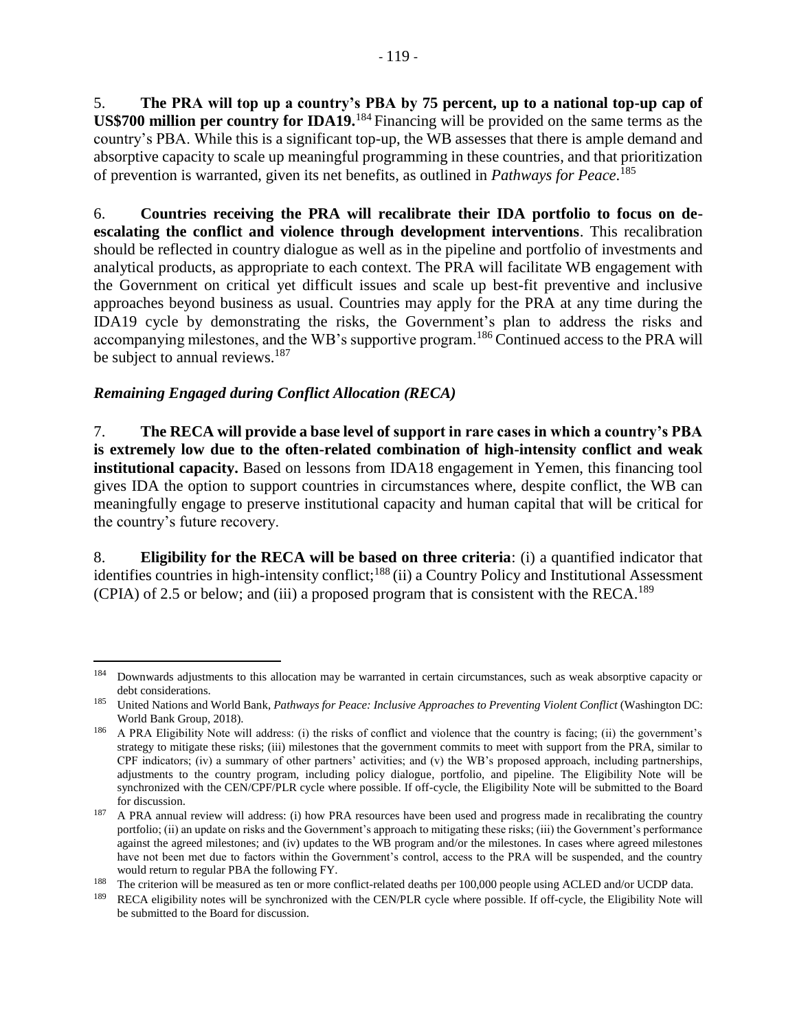5. **The PRA will top up a country's PBA by 75 percent, up to a national top-up cap of US$700 million per country for IDA19.**[184] Financing will be provided on the same terms as the country's PBA. While this is a significant top-up, the WB assesses that there is ample demand and absorptive capacity to scale up meaningful programming in these countries, and that prioritization of prevention is warranted, given its net benefits, as outlined in *Pathways for Peace*.[185]

6. **Countries receiving the PRA will recalibrate their IDA portfolio to focus on de-escalating the conflict and violence through development interventions**. This recalibration should be reflected in country dialogue as well as in the pipeline and portfolio of investments and analytical products, as appropriate to each context. The PRA will facilitate WB engagement with the Government on critical yet difficult issues and scale up best-fit preventive and inclusive approaches beyond business as usual. Countries may apply for the PRA at any time during the IDA19 cycle by demonstrating the risks, the Government's plan to address the risks and accompanying milestones, and the WB's supportive program.[186] Continued access to the PRA will be subject to annual reviews.[187]

### *Remaining Engaged during Conflict Allocation (RECA)*

7. **The RECA will provide a base level of support in rare cases in which a country's PBA is extremely low due to the often-related combination of high-intensity conflict and weak institutional capacity.** Based on lessons from IDA18 engagement in Yemen, this financing tool gives IDA the option to support countries in circumstances where, despite conflict, the WB can meaningfully engage to preserve institutional capacity and human capital that will be critical for the country's future recovery.

8. **Eligibility for the RECA will be based on three criteria**: (i) a quantified indicator that identifies countries in high-intensity conflict;[188] (ii) a Country Policy and Institutional Assessment (CPIA) of 2.5 or below; and (iii) a proposed program that is consistent with the RECA.[189]

---

[184] Downwards adjustments to this allocation may be warranted in certain circumstances, such as weak absorptive capacity or debt considerations.

[185] United Nations and World Bank, *Pathways for Peace: Inclusive Approaches to Preventing Violent Conflict* (Washington DC: World Bank Group, 2018).

[186] A PRA Eligibility Note will address: (i) the risks of conflict and violence that the country is facing; (ii) the government's strategy to mitigate these risks; (iii) milestones that the government commits to meet with support from the PRA, similar to CPF indicators; (iv) a summary of other partners' activities; and (v) the WB's proposed approach, including partnerships, adjustments to the country program, including policy dialogue, portfolio, and pipeline. The Eligibility Note will be synchronized with the CEN/CPF/PLR cycle where possible. If off-cycle, the Eligibility Note will be submitted to the Board for discussion.

[187] A PRA annual review will address: (i) how PRA resources have been used and progress made in recalibrating the country portfolio; (ii) an update on risks and the Government's approach to mitigating these risks; (iii) the Government's performance against the agreed milestones; and (iv) updates to the WB program and/or the milestones. In cases where agreed milestones have not been met due to factors within the Government's control, access to the PRA will be suspended, and the country would return to regular PBA the following FY.

[188] The criterion will be measured as ten or more conflict-related deaths per 100,000 people using ACLED and/or UCDP data.

[189] RECA eligibility notes will be synchronized with the CEN/PLR cycle where possible. If off-cycle, the Eligibility Note will be submitted to the Board for discussion.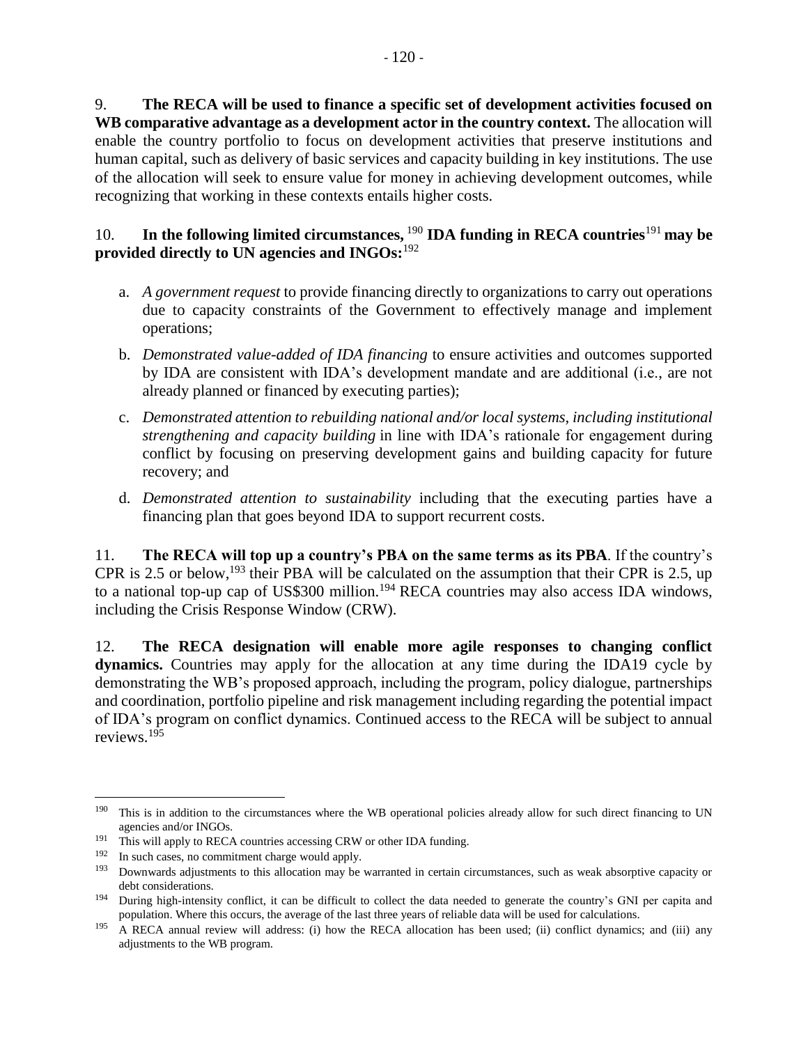9. **The RECA will be used to finance a specific set of development activities focused on WB comparative advantage as a development actor in the country context.** The allocation will enable the country portfolio to focus on development activities that preserve institutions and human capital, such as delivery of basic services and capacity building in key institutions. The use of the allocation will seek to ensure value for money in achieving development outcomes, while recognizing that working in these contexts entails higher costs.

10. **In the following limited circumstances,** [190] **IDA funding in RECA countries**[191] **may be provided directly to UN agencies and INGOs:**[192]

a. *A government request* to provide financing directly to organizations to carry out operations due to capacity constraints of the Government to effectively manage and implement operations;

b. *Demonstrated value-added of IDA financing* to ensure activities and outcomes supported by IDA are consistent with IDA's development mandate and are additional (i.e., are not already planned or financed by executing parties);

c. *Demonstrated attention to rebuilding national and/or local systems, including institutional strengthening and capacity building* in line with IDA's rationale for engagement during conflict by focusing on preserving development gains and building capacity for future recovery; and

d. *Demonstrated attention to sustainability* including that the executing parties have a financing plan that goes beyond IDA to support recurrent costs.

11. **The RECA will top up a country's PBA on the same terms as its PBA**. If the country's CPR is 2.5 or below,[193] their PBA will be calculated on the assumption that their CPR is 2.5, up to a national top-up cap of US$300 million.[194] RECA countries may also access IDA windows, including the Crisis Response Window (CRW).

12. **The RECA designation will enable more agile responses to changing conflict dynamics.** Countries may apply for the allocation at any time during the IDA19 cycle by demonstrating the WB's proposed approach, including the program, policy dialogue, partnerships and coordination, portfolio pipeline and risk management including regarding the potential impact of IDA's program on conflict dynamics. Continued access to the RECA will be subject to annual reviews.[195]

---

[190] This is in addition to the circumstances where the WB operational policies already allow for such direct financing to UN agencies and/or INGOs.

[191] This will apply to RECA countries accessing CRW or other IDA funding.

[192] In such cases, no commitment charge would apply.

[193] Downwards adjustments to this allocation may be warranted in certain circumstances, such as weak absorptive capacity or debt considerations.

[194] During high-intensity conflict, it can be difficult to collect the data needed to generate the country's GNI per capita and population. Where this occurs, the average of the last three years of reliable data will be used for calculations.

[195] A RECA annual review will address: (i) how the RECA allocation has been used; (ii) conflict dynamics; and (iii) any adjustments to the WB program.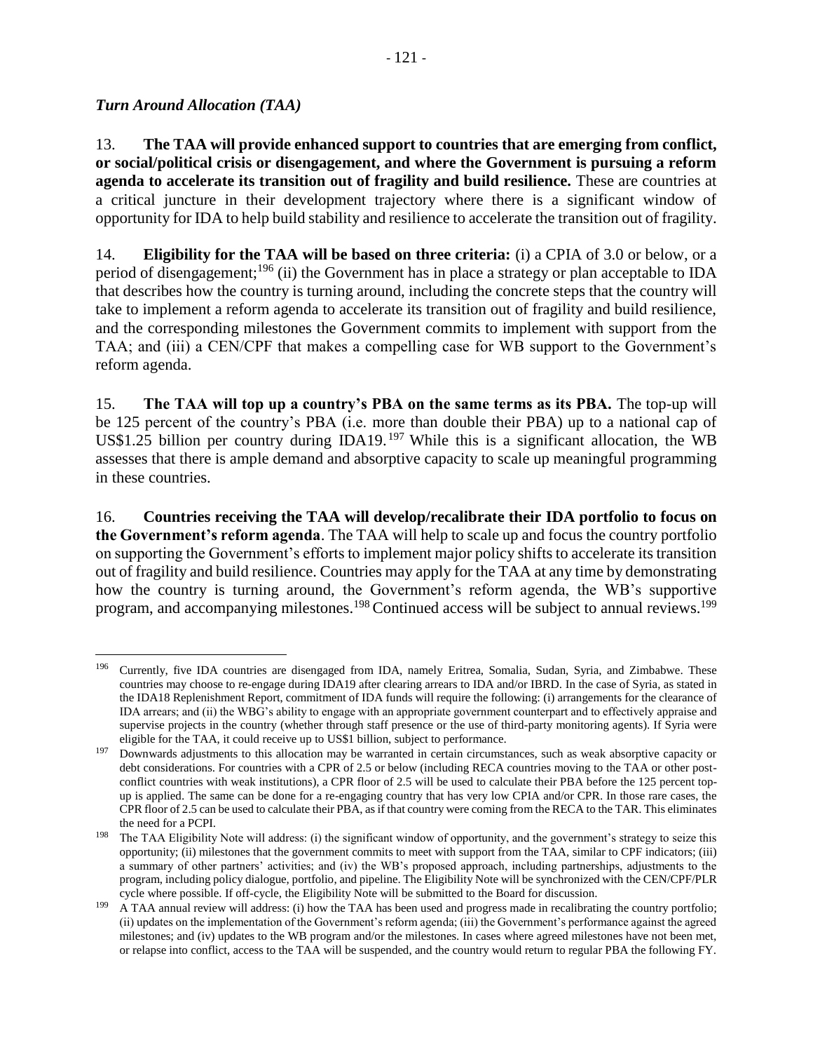***Turn Around Allocation (TAA)***

13. **The TAA will provide enhanced support to countries that are emerging from conflict, or social/political crisis or disengagement, and where the Government is pursuing a reform agenda to accelerate its transition out of fragility and build resilience.** These are countries at a critical juncture in their development trajectory where there is a significant window of opportunity for IDA to help build stability and resilience to accelerate the transition out of fragility.

14. **Eligibility for the TAA will be based on three criteria:** (i) a CPIA of 3.0 or below, or a period of disengagement;[196] (ii) the Government has in place a strategy or plan acceptable to IDA that describes how the country is turning around, including the concrete steps that the country will take to implement a reform agenda to accelerate its transition out of fragility and build resilience, and the corresponding milestones the Government commits to implement with support from the TAA; and (iii) a CEN/CPF that makes a compelling case for WB support to the Government's reform agenda.

15. **The TAA will top up a country's PBA on the same terms as its PBA.** The top-up will be 125 percent of the country's PBA (i.e. more than double their PBA) up to a national cap of US$1.25 billion per country during IDA19.[197] While this is a significant allocation, the WB assesses that there is ample demand and absorptive capacity to scale up meaningful programming in these countries.

16. **Countries receiving the TAA will develop/recalibrate their IDA portfolio to focus on the Government's reform agenda**. The TAA will help to scale up and focus the country portfolio on supporting the Government's efforts to implement major policy shifts to accelerate its transition out of fragility and build resilience. Countries may apply for the TAA at any time by demonstrating how the country is turning around, the Government's reform agenda, the WB's supportive program, and accompanying milestones.[198] Continued access will be subject to annual reviews.[199]

---

[196] Currently, five IDA countries are disengaged from IDA, namely Eritrea, Somalia, Sudan, Syria, and Zimbabwe. These countries may choose to re-engage during IDA19 after clearing arrears to IDA and/or IBRD. In the case of Syria, as stated in the IDA18 Replenishment Report, commitment of IDA funds will require the following: (i) arrangements for the clearance of IDA arrears; and (ii) the WBG's ability to engage with an appropriate government counterpart and to effectively appraise and supervise projects in the country (whether through staff presence or the use of third-party monitoring agents). If Syria were eligible for the TAA, it could receive up to US$1 billion, subject to performance.

[197] Downwards adjustments to this allocation may be warranted in certain circumstances, such as weak absorptive capacity or debt considerations. For countries with a CPR of 2.5 or below (including RECA countries moving to the TAA or other post-conflict countries with weak institutions), a CPR floor of 2.5 will be used to calculate their PBA before the 125 percent top-up is applied. The same can be done for a re-engaging country that has very low CPIA and/or CPR. In those rare cases, the CPR floor of 2.5 can be used to calculate their PBA, as if that country were coming from the RECA to the TAR. This eliminates the need for a PCPI.

[198] The TAA Eligibility Note will address: (i) the significant window of opportunity, and the government's strategy to seize this opportunity; (ii) milestones that the government commits to meet with support from the TAA, similar to CPF indicators; (iii) a summary of other partners' activities; and (iv) the WB's proposed approach, including partnerships, adjustments to the program, including policy dialogue, portfolio, and pipeline. The Eligibility Note will be synchronized with the CEN/CPF/PLR cycle where possible. If off-cycle, the Eligibility Note will be submitted to the Board for discussion.

[199] A TAA annual review will address: (i) how the TAA has been used and progress made in recalibrating the country portfolio; (ii) updates on the implementation of the Government's reform agenda; (iii) the Government's performance against the agreed milestones; and (iv) updates to the WB program and/or the milestones. In cases where agreed milestones have not been met, or relapse into conflict, access to the TAA will be suspended, and the country would return to regular PBA the following FY.